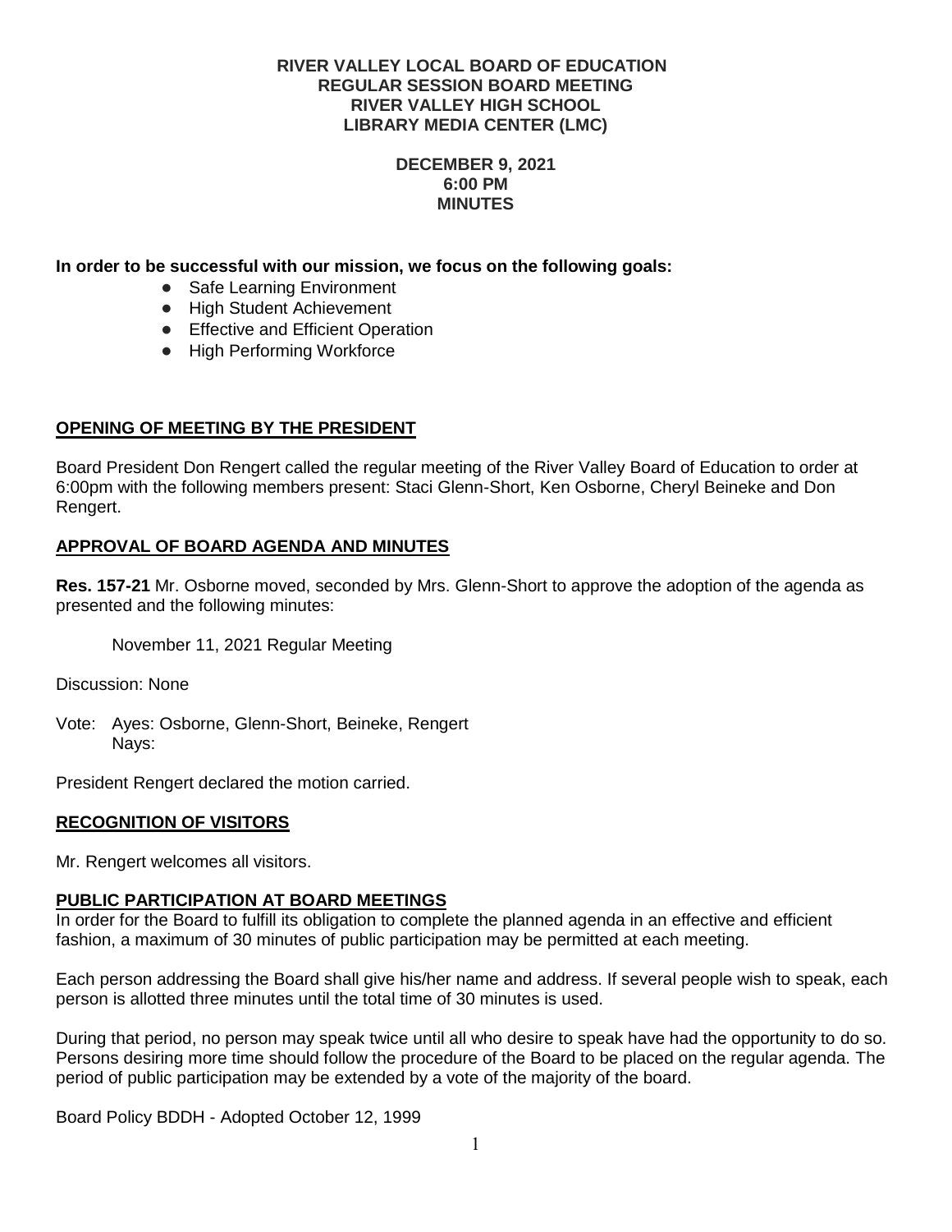**RIVER VALLEY LOCAL BOARD OF EDUCATION**
**REGULAR SESSION BOARD MEETING**
**RIVER VALLEY HIGH SCHOOL**
**LIBRARY MEDIA CENTER (LMC)**

**DECEMBER 9, 2021**
**6:00 PM**
**MINUTES**

**In order to be successful with our mission, we focus on the following goals:**

- Safe Learning Environment
- High Student Achievement
- Effective and Efficient Operation
- High Performing Workforce

## OPENING OF MEETING BY THE PRESIDENT

Board President Don Rengert called the regular meeting of the River Valley Board of Education to order at 6:00pm with the following members present: Staci Glenn-Short, Ken Osborne, Cheryl Beineke and Don Rengert.

## APPROVAL OF BOARD AGENDA AND MINUTES

**Res. 157-21** Mr. Osborne moved, seconded by Mrs. Glenn-Short to approve the adoption of the agenda as presented and the following minutes:

November 11, 2021 Regular Meeting

Discussion: None

Vote: Ayes: Osborne, Glenn-Short, Beineke, Rengert
Nays:

President Rengert declared the motion carried.

## RECOGNITION OF VISITORS

Mr. Rengert welcomes all visitors.

## PUBLIC PARTICIPATION AT BOARD MEETINGS

In order for the Board to fulfill its obligation to complete the planned agenda in an effective and efficient fashion, a maximum of 30 minutes of public participation may be permitted at each meeting.

Each person addressing the Board shall give his/her name and address. If several people wish to speak, each person is allotted three minutes until the total time of 30 minutes is used.

During that period, no person may speak twice until all who desire to speak have had the opportunity to do so. Persons desiring more time should follow the procedure of the Board to be placed on the regular agenda. The period of public participation may be extended by a vote of the majority of the board.

Board Policy BDDH - Adopted October 12, 1999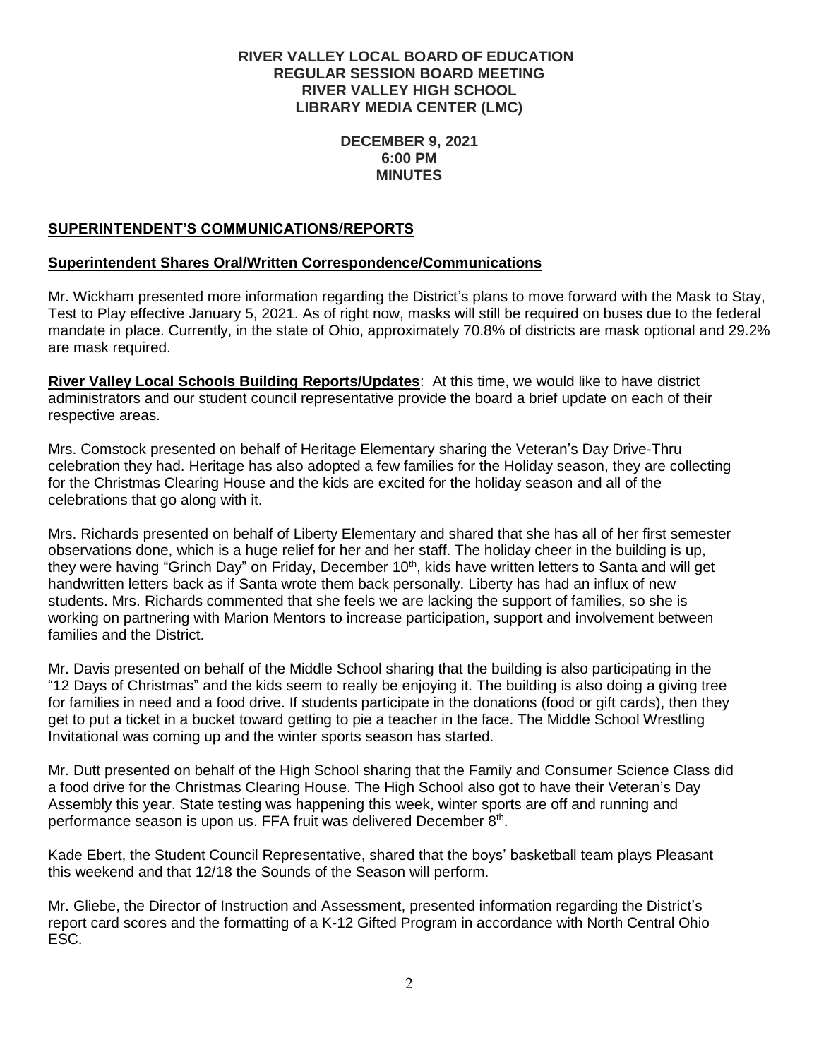**RIVER VALLEY LOCAL BOARD OF EDUCATION**
**REGULAR SESSION BOARD MEETING**
**RIVER VALLEY HIGH SCHOOL**
**LIBRARY MEDIA CENTER (LMC)**

**DECEMBER 9, 2021**
**6:00 PM**
**MINUTES**

## SUPERINTENDENT'S COMMUNICATIONS/REPORTS

### Superintendent Shares Oral/Written Correspondence/Communications

Mr. Wickham presented more information regarding the District's plans to move forward with the Mask to Stay, Test to Play effective January 5, 2021. As of right now, masks will still be required on buses due to the federal mandate in place. Currently, in the state of Ohio, approximately 70.8% of districts are mask optional and 29.2% are mask required.

**River Valley Local Schools Building Reports/Updates**: At this time, we would like to have district administrators and our student council representative provide the board a brief update on each of their respective areas.

Mrs. Comstock presented on behalf of Heritage Elementary sharing the Veteran's Day Drive-Thru celebration they had. Heritage has also adopted a few families for the Holiday season, they are collecting for the Christmas Clearing House and the kids are excited for the holiday season and all of the celebrations that go along with it.

Mrs. Richards presented on behalf of Liberty Elementary and shared that she has all of her first semester observations done, which is a huge relief for her and her staff. The holiday cheer in the building is up, they were having "Grinch Day" on Friday, December 10th, kids have written letters to Santa and will get handwritten letters back as if Santa wrote them back personally. Liberty has had an influx of new students. Mrs. Richards commented that she feels we are lacking the support of families, so she is working on partnering with Marion Mentors to increase participation, support and involvement between families and the District.

Mr. Davis presented on behalf of the Middle School sharing that the building is also participating in the "12 Days of Christmas" and the kids seem to really be enjoying it. The building is also doing a giving tree for families in need and a food drive. If students participate in the donations (food or gift cards), then they get to put a ticket in a bucket toward getting to pie a teacher in the face. The Middle School Wrestling Invitational was coming up and the winter sports season has started.

Mr. Dutt presented on behalf of the High School sharing that the Family and Consumer Science Class did a food drive for the Christmas Clearing House. The High School also got to have their Veteran's Day Assembly this year. State testing was happening this week, winter sports are off and running and performance season is upon us. FFA fruit was delivered December 8th.

Kade Ebert, the Student Council Representative, shared that the boys' basketball team plays Pleasant this weekend and that 12/18 the Sounds of the Season will perform.

Mr. Gliebe, the Director of Instruction and Assessment, presented information regarding the District's report card scores and the formatting of a K-12 Gifted Program in accordance with North Central Ohio ESC.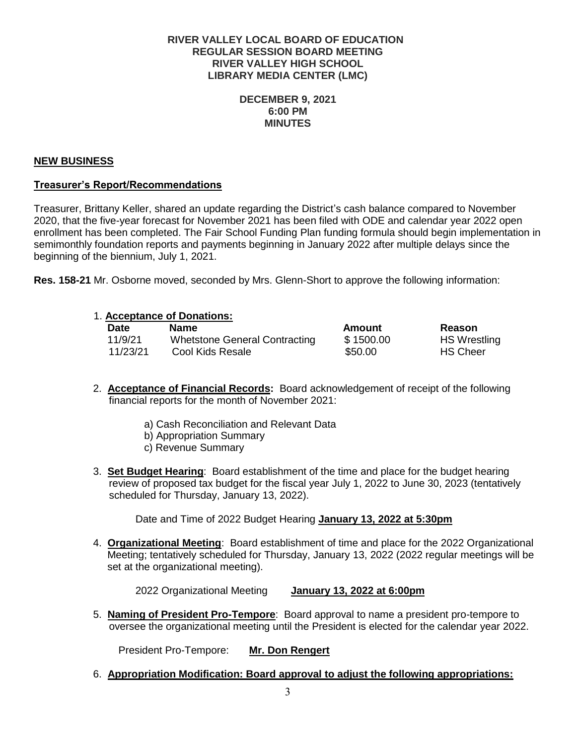**RIVER VALLEY LOCAL BOARD OF EDUCATION**
**REGULAR SESSION BOARD MEETING**
**RIVER VALLEY HIGH SCHOOL**
**LIBRARY MEDIA CENTER (LMC)**

**DECEMBER 9, 2021**
**6:00 PM**
**MINUTES**

## NEW BUSINESS

### Treasurer's Report/Recommendations

Treasurer, Brittany Keller, shared an update regarding the District's cash balance compared to November 2020, that the five-year forecast for November 2021 has been filed with ODE and calendar year 2022 open enrollment has been completed. The Fair School Funding Plan funding formula should begin implementation in semimonthly foundation reports and payments beginning in January 2022 after multiple delays since the beginning of the biennium, July 1, 2021.

**Res. 158-21** Mr. Osborne moved, seconded by Mrs. Glenn-Short to approve the following information:

1. **Acceptance of Donations:**

| Date | Name | Amount | Reason |
|---|---|---|---|
| 11/9/21 | Whetstone General Contracting | $ 1500.00 | HS Wrestling |
| 11/23/21 | Cool Kids Resale | $50.00 | HS Cheer |

2. **Acceptance of Financial Records:** Board acknowledgement of receipt of the following financial reports for the month of November 2021:

   a) Cash Reconciliation and Relevant Data
   b) Appropriation Summary
   c) Revenue Summary

3. **Set Budget Hearing**: Board establishment of the time and place for the budget hearing review of proposed tax budget for the fiscal year July 1, 2022 to June 30, 2023 (tentatively scheduled for Thursday, January 13, 2022).

   Date and Time of 2022 Budget Hearing **January 13, 2022 at 5:30pm**

4. **Organizational Meeting**: Board establishment of time and place for the 2022 Organizational Meeting; tentatively scheduled for Thursday, January 13, 2022 (2022 regular meetings will be set at the organizational meeting).

   2022 Organizational Meeting **January 13, 2022 at 6:00pm**

5. **Naming of President Pro-Tempore**: Board approval to name a president pro-tempore to oversee the organizational meeting until the President is elected for the calendar year 2022.

   President Pro-Tempore: **Mr. Don Rengert**

6. **Appropriation Modification: Board approval to adjust the following appropriations:**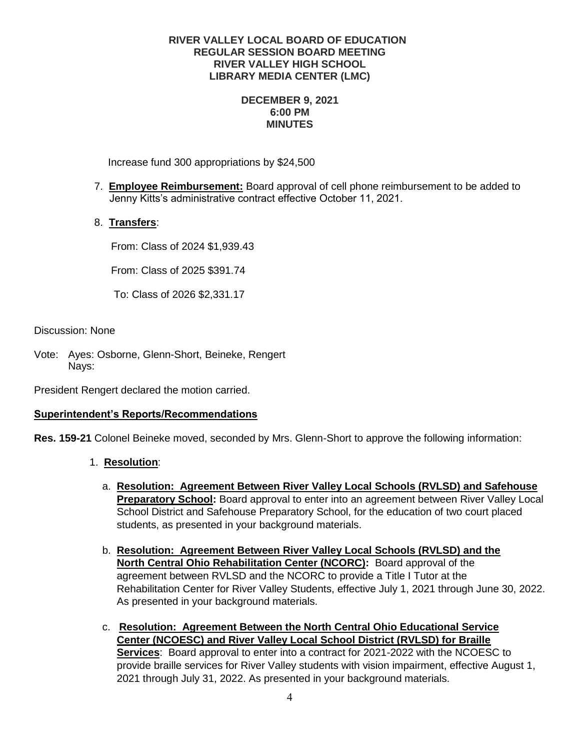Increase fund 300 appropriations by $24,500

7. **Employee Reimbursement:** Board approval of cell phone reimbursement to be added to Jenny Kitts's administrative contract effective October 11, 2021.

8. **Transfers**:

   From: Class of 2024 $1,939.43

   From: Class of 2025 $391.74

   To: Class of 2026 $2,331.17

Discussion: None

Vote: Ayes: Osborne, Glenn-Short, Beineke, Rengert
Nays:

President Rengert declared the motion carried.

**Superintendent's Reports/Recommendations**

**Res. 159-21** Colonel Beineke moved, seconded by Mrs. Glenn-Short to approve the following information:

1. **Resolution**:

   a. **Resolution: Agreement Between River Valley Local Schools (RVLSD) and Safehouse Preparatory School:** Board approval to enter into an agreement between River Valley Local School District and Safehouse Preparatory School, for the education of two court placed students, as presented in your background materials.

   b. **Resolution: Agreement Between River Valley Local Schools (RVLSD) and the North Central Ohio Rehabilitation Center (NCORC):** Board approval of the agreement between RVLSD and the NCORC to provide a Title I Tutor at the Rehabilitation Center for River Valley Students, effective July 1, 2021 through June 30, 2022. As presented in your background materials.

   c. **Resolution: Agreement Between the North Central Ohio Educational Service Center (NCOESC) and River Valley Local School District (RVLSD) for Braille Services**: Board approval to enter into a contract for 2021-2022 with the NCOESC to provide braille services for River Valley students with vision impairment, effective August 1, 2021 through July 31, 2022. As presented in your background materials.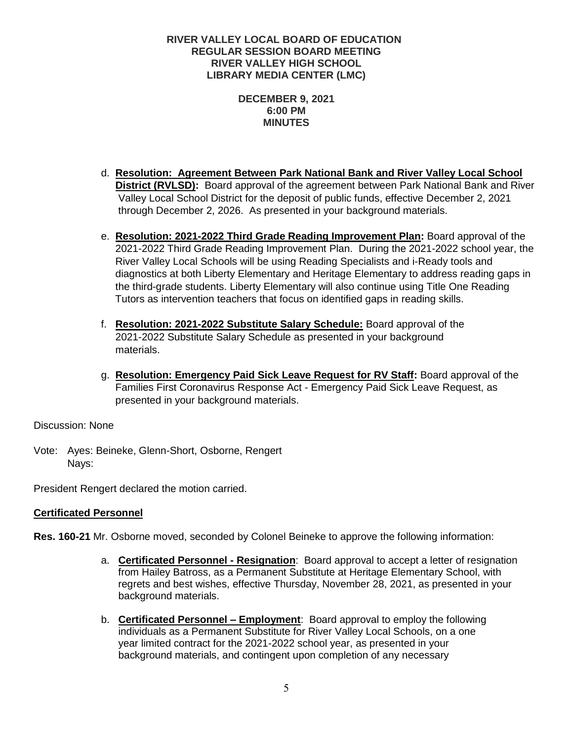**RIVER VALLEY LOCAL BOARD OF EDUCATION**
**REGULAR SESSION BOARD MEETING**
**RIVER VALLEY HIGH SCHOOL**
**LIBRARY MEDIA CENTER (LMC)**

**DECEMBER 9, 2021**
**6:00 PM**
**MINUTES**

d. **Resolution: Agreement Between Park National Bank and River Valley Local School District (RVLSD):** Board approval of the agreement between Park National Bank and River Valley Local School District for the deposit of public funds, effective December 2, 2021 through December 2, 2026. As presented in your background materials.

e. **Resolution: 2021-2022 Third Grade Reading Improvement Plan:** Board approval of the 2021-2022 Third Grade Reading Improvement Plan. During the 2021-2022 school year, the River Valley Local Schools will be using Reading Specialists and i-Ready tools and diagnostics at both Liberty Elementary and Heritage Elementary to address reading gaps in the third-grade students. Liberty Elementary will also continue using Title One Reading Tutors as intervention teachers that focus on identified gaps in reading skills.

f. **Resolution: 2021-2022 Substitute Salary Schedule:** Board approval of the 2021-2022 Substitute Salary Schedule as presented in your background materials.

g. **Resolution: Emergency Paid Sick Leave Request for RV Staff:** Board approval of the Families First Coronavirus Response Act - Emergency Paid Sick Leave Request, as presented in your background materials.

Discussion: None

Vote: Ayes: Beineke, Glenn-Short, Osborne, Rengert
Nays:

President Rengert declared the motion carried.

**Certificated Personnel**

**Res. 160-21** Mr. Osborne moved, seconded by Colonel Beineke to approve the following information:

a. **Certificated Personnel - Resignation**: Board approval to accept a letter of resignation from Hailey Batross, as a Permanent Substitute at Heritage Elementary School, with regrets and best wishes, effective Thursday, November 28, 2021, as presented in your background materials.

b. **Certificated Personnel – Employment**: Board approval to employ the following individuals as a Permanent Substitute for River Valley Local Schools, on a one year limited contract for the 2021-2022 school year, as presented in your background materials, and contingent upon completion of any necessary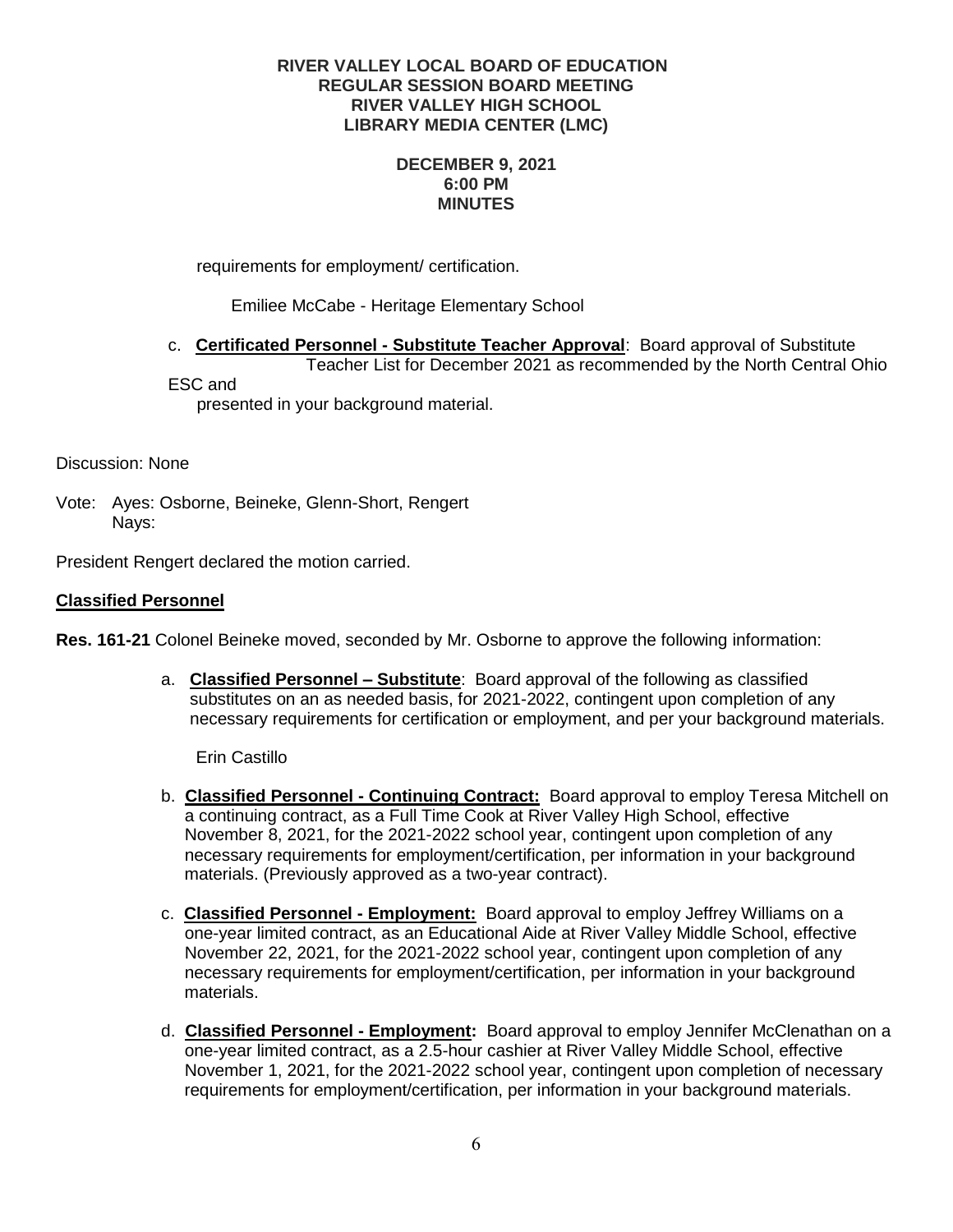requirements for employment/ certification.

Emiliee McCabe - Heritage Elementary School

c. **Certificated Personnel - Substitute Teacher Approval**: Board approval of Substitute Teacher List for December 2021 as recommended by the North Central Ohio ESC and presented in your background material.

Discussion: None

Vote: Ayes: Osborne, Beineke, Glenn-Short, Rengert
Nays:

President Rengert declared the motion carried.

**Classified Personnel**

**Res. 161-21** Colonel Beineke moved, seconded by Mr. Osborne to approve the following information:

a. **Classified Personnel – Substitute**: Board approval of the following as classified substitutes on an as needed basis, for 2021-2022, contingent upon completion of any necessary requirements for certification or employment, and per your background materials.

   Erin Castillo

b. **Classified Personnel - Continuing Contract:** Board approval to employ Teresa Mitchell on a continuing contract, as a Full Time Cook at River Valley High School, effective November 8, 2021, for the 2021-2022 school year, contingent upon completion of any necessary requirements for employment/certification, per information in your background materials. (Previously approved as a two-year contract).

c. **Classified Personnel - Employment:** Board approval to employ Jeffrey Williams on a one-year limited contract, as an Educational Aide at River Valley Middle School, effective November 22, 2021, for the 2021-2022 school year, contingent upon completion of any necessary requirements for employment/certification, per information in your background materials.

d. **Classified Personnel - Employment:** Board approval to employ Jennifer McClenathan on a one-year limited contract, as a 2.5-hour cashier at River Valley Middle School, effective November 1, 2021, for the 2021-2022 school year, contingent upon completion of necessary requirements for employment/certification, per information in your background materials.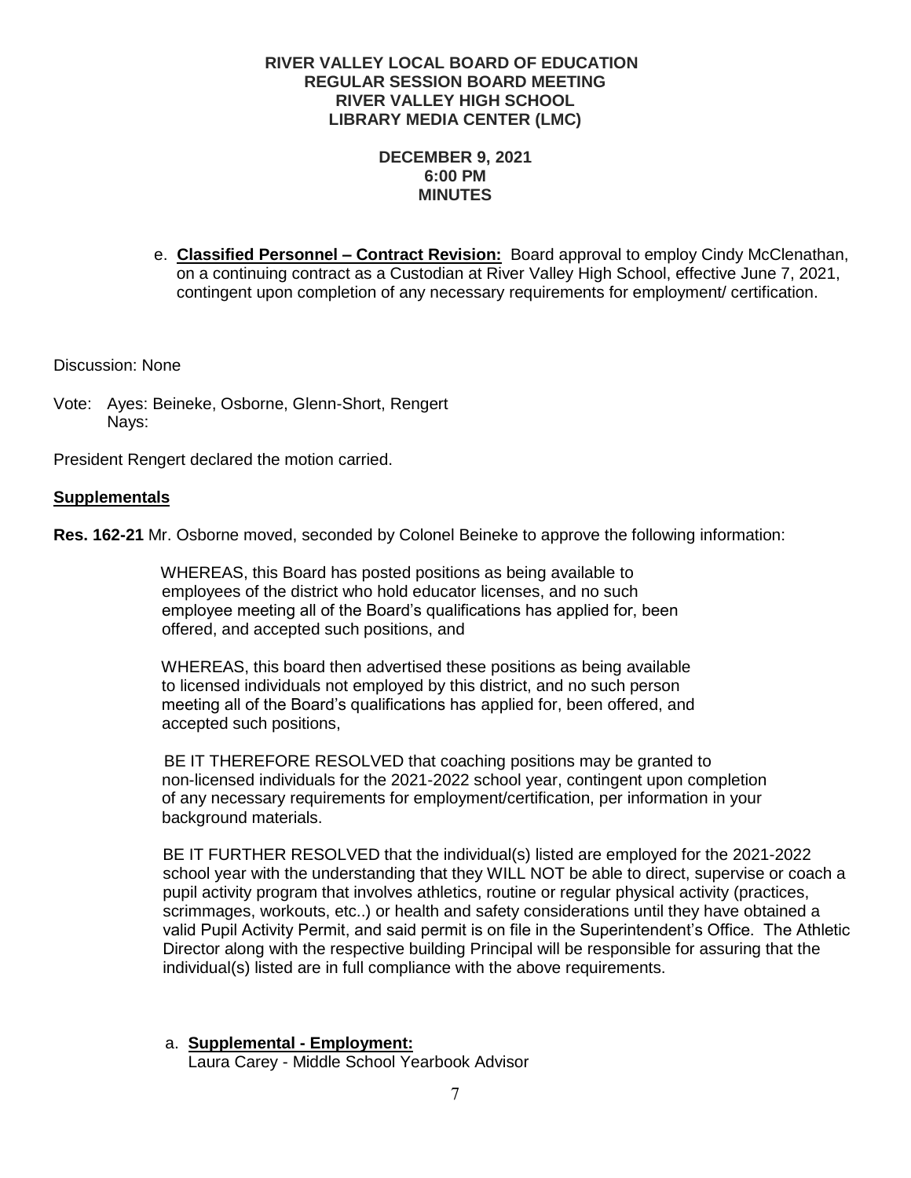**RIVER VALLEY LOCAL BOARD OF EDUCATION**
**REGULAR SESSION BOARD MEETING**
**RIVER VALLEY HIGH SCHOOL**
**LIBRARY MEDIA CENTER (LMC)**

**DECEMBER 9, 2021**
**6:00 PM**
**MINUTES**

e. **Classified Personnel – Contract Revision:** Board approval to employ Cindy McClenathan, on a continuing contract as a Custodian at River Valley High School, effective June 7, 2021, contingent upon completion of any necessary requirements for employment/ certification.

Discussion: None

Vote: Ayes: Beineke, Osborne, Glenn-Short, Rengert
Nays:

President Rengert declared the motion carried.

**Supplementals**

**Res. 162-21** Mr. Osborne moved, seconded by Colonel Beineke to approve the following information:

WHEREAS, this Board has posted positions as being available to employees of the district who hold educator licenses, and no such employee meeting all of the Board's qualifications has applied for, been offered, and accepted such positions, and

WHEREAS, this board then advertised these positions as being available to licensed individuals not employed by this district, and no such person meeting all of the Board's qualifications has applied for, been offered, and accepted such positions,

BE IT THEREFORE RESOLVED that coaching positions may be granted to non-licensed individuals for the 2021-2022 school year, contingent upon completion of any necessary requirements for employment/certification, per information in your background materials.

BE IT FURTHER RESOLVED that the individual(s) listed are employed for the 2021-2022 school year with the understanding that they WILL NOT be able to direct, supervise or coach a pupil activity program that involves athletics, routine or regular physical activity (practices, scrimmages, workouts, etc..) or health and safety considerations until they have obtained a valid Pupil Activity Permit, and said permit is on file in the Superintendent's Office. The Athletic Director along with the respective building Principal will be responsible for assuring that the individual(s) listed are in full compliance with the above requirements.

a. **Supplemental - Employment:**
Laura Carey - Middle School Yearbook Advisor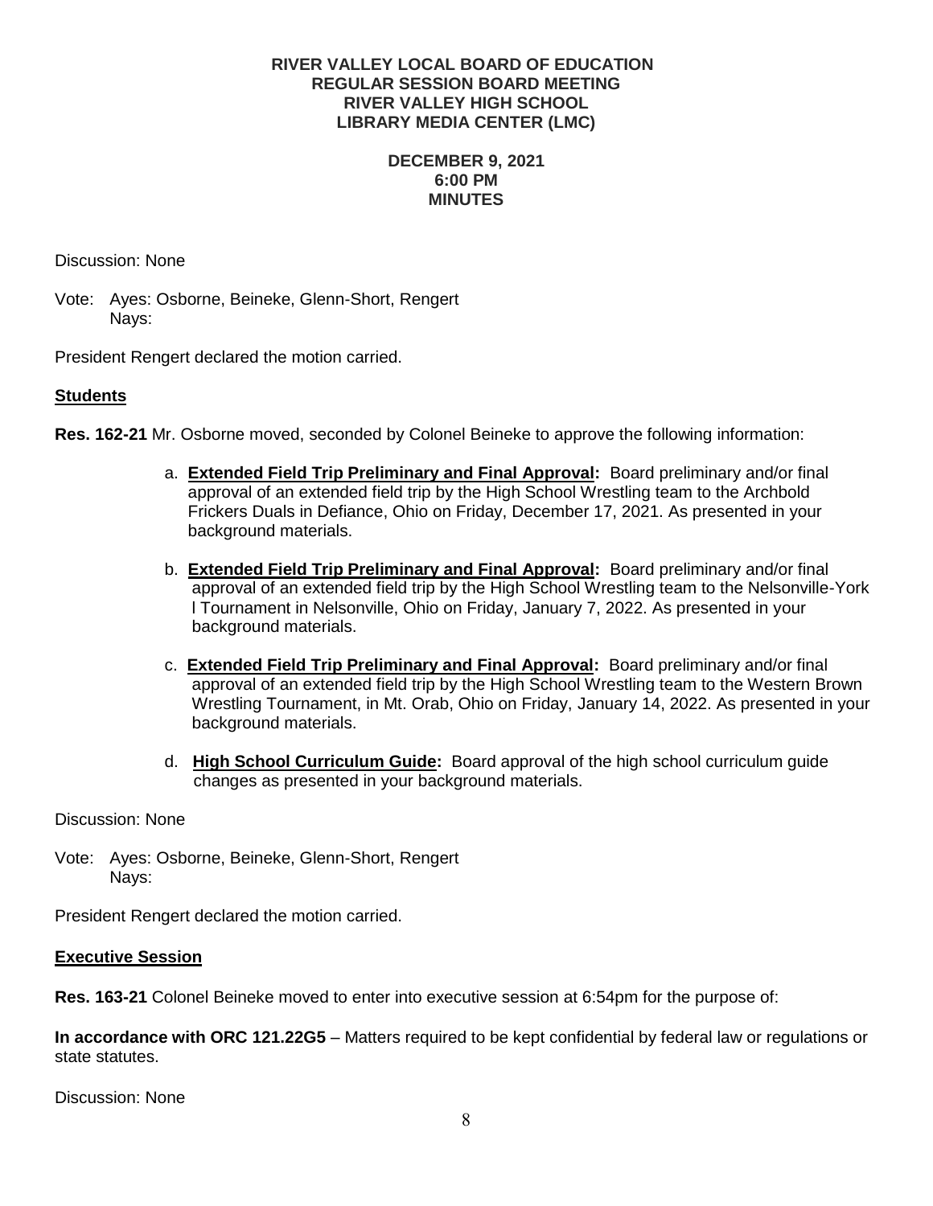**RIVER VALLEY LOCAL BOARD OF EDUCATION**
**REGULAR SESSION BOARD MEETING**
**RIVER VALLEY HIGH SCHOOL**
**LIBRARY MEDIA CENTER (LMC)**

**DECEMBER 9, 2021**
**6:00 PM**
**MINUTES**

Discussion: None

Vote: Ayes: Osborne, Beineke, Glenn-Short, Rengert
Nays:

President Rengert declared the motion carried.

## Students

**Res. 162-21** Mr. Osborne moved, seconded by Colonel Beineke to approve the following information:

a. **Extended Field Trip Preliminary and Final Approval:** Board preliminary and/or final approval of an extended field trip by the High School Wrestling team to the Archbold Frickers Duals in Defiance, Ohio on Friday, December 17, 2021. As presented in your background materials.

b. **Extended Field Trip Preliminary and Final Approval:** Board preliminary and/or final approval of an extended field trip by the High School Wrestling team to the Nelsonville-York l Tournament in Nelsonville, Ohio on Friday, January 7, 2022. As presented in your background materials.

c. **Extended Field Trip Preliminary and Final Approval:** Board preliminary and/or final approval of an extended field trip by the High School Wrestling team to the Western Brown Wrestling Tournament, in Mt. Orab, Ohio on Friday, January 14, 2022. As presented in your background materials.

d. **High School Curriculum Guide:** Board approval of the high school curriculum guide changes as presented in your background materials.

Discussion: None

Vote: Ayes: Osborne, Beineke, Glenn-Short, Rengert
Nays:

President Rengert declared the motion carried.

## Executive Session

**Res. 163-21** Colonel Beineke moved to enter into executive session at 6:54pm for the purpose of:

**In accordance with ORC 121.22G5** – Matters required to be kept confidential by federal law or regulations or state statutes.

Discussion: None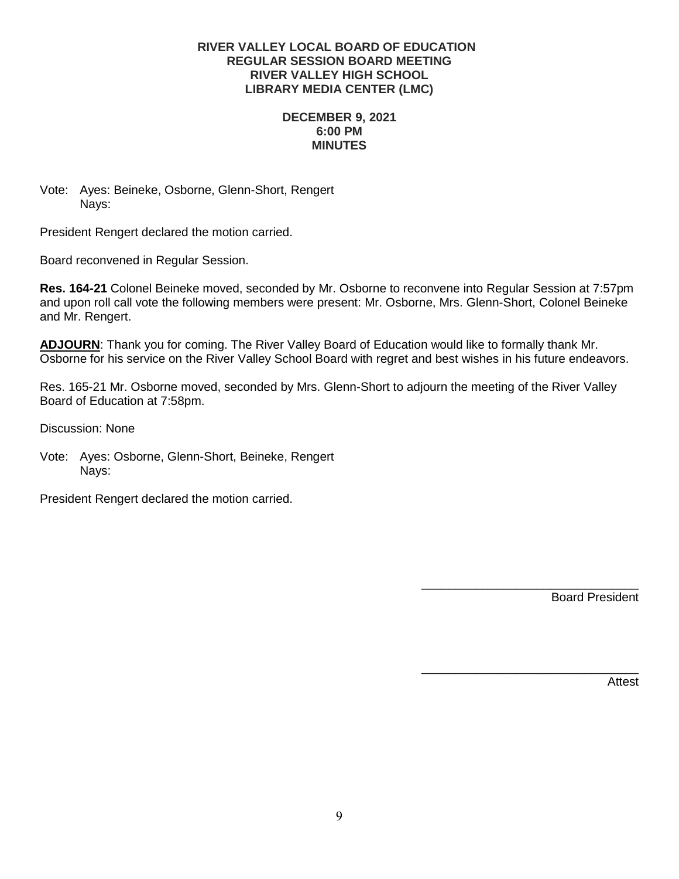**RIVER VALLEY LOCAL BOARD OF EDUCATION**
**REGULAR SESSION BOARD MEETING**
**RIVER VALLEY HIGH SCHOOL**
**LIBRARY MEDIA CENTER (LMC)**

**DECEMBER 9, 2021**
**6:00 PM**
**MINUTES**

Vote: Ayes: Beineke, Osborne, Glenn-Short, Rengert
Nays:

President Rengert declared the motion carried.

Board reconvened in Regular Session.

**Res. 164-21** Colonel Beineke moved, seconded by Mr. Osborne to reconvene into Regular Session at 7:57pm and upon roll call vote the following members were present: Mr. Osborne, Mrs. Glenn-Short, Colonel Beineke and Mr. Rengert.

**ADJOURN**: Thank you for coming. The River Valley Board of Education would like to formally thank Mr. Osborne for his service on the River Valley School Board with regret and best wishes in his future endeavors.

Res. 165-21 Mr. Osborne moved, seconded by Mrs. Glenn-Short to adjourn the meeting of the River Valley Board of Education at 7:58pm.

Discussion: None

Vote: Ayes: Osborne, Glenn-Short, Beineke, Rengert
Nays:

President Rengert declared the motion carried.

\_\_\_\_\_\_\_\_\_\_\_\_\_\_\_\_\_\_\_\_\_\_\_\_\_\_\_\_\_\_
Board President

\_\_\_\_\_\_\_\_\_\_\_\_\_\_\_\_\_\_\_\_\_\_\_\_\_\_\_\_\_\_
Attest